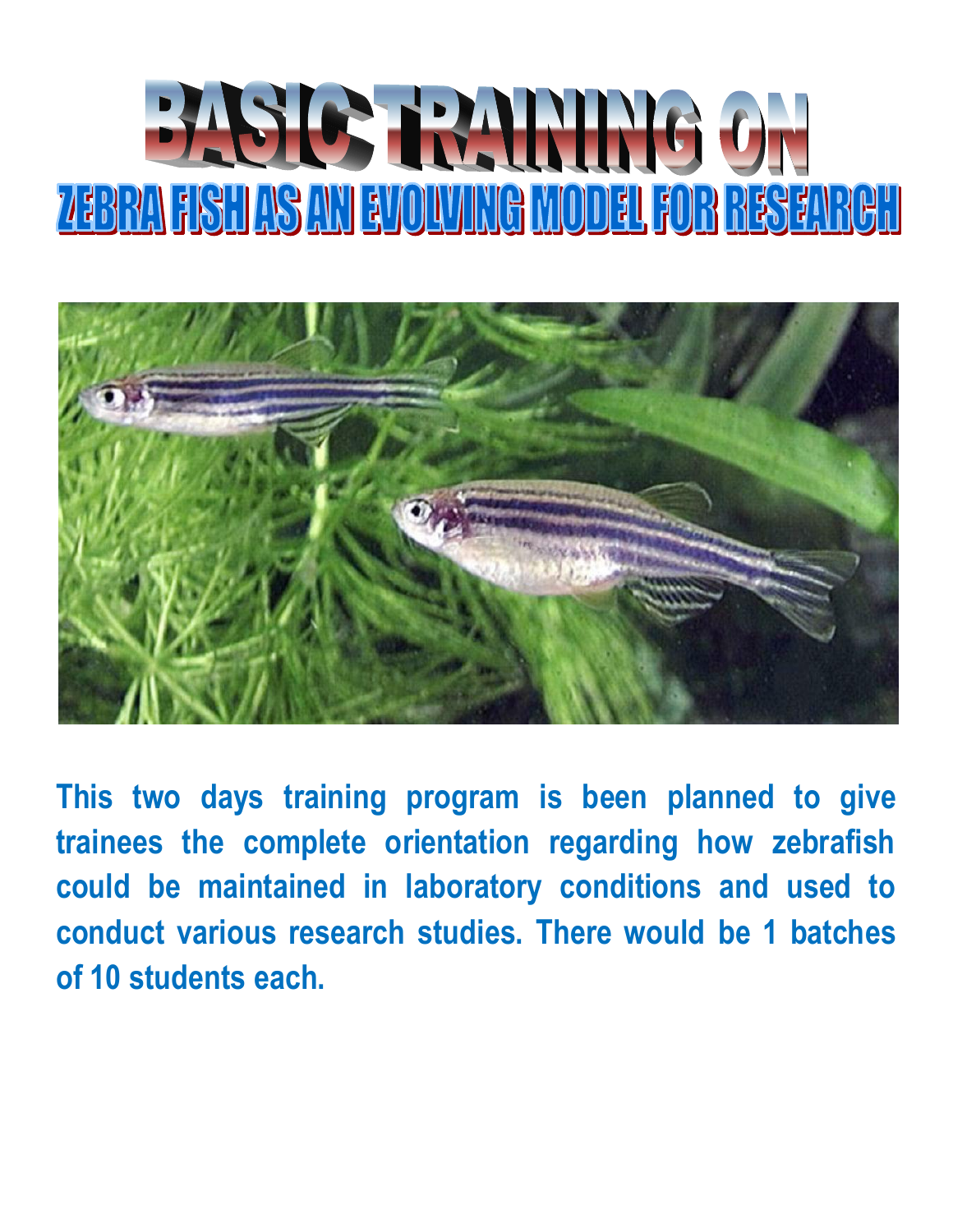# BASIC TRAINING ON

## ZEBRA FISH AS AN EVOLVING MODEL FOR RESEARCH

**This two days training program is been planned to give trainees the complete orientation regarding how zebrafish could be maintained in laboratory conditions and used to conduct various research studies. There would be 1 batches of 10 students each.**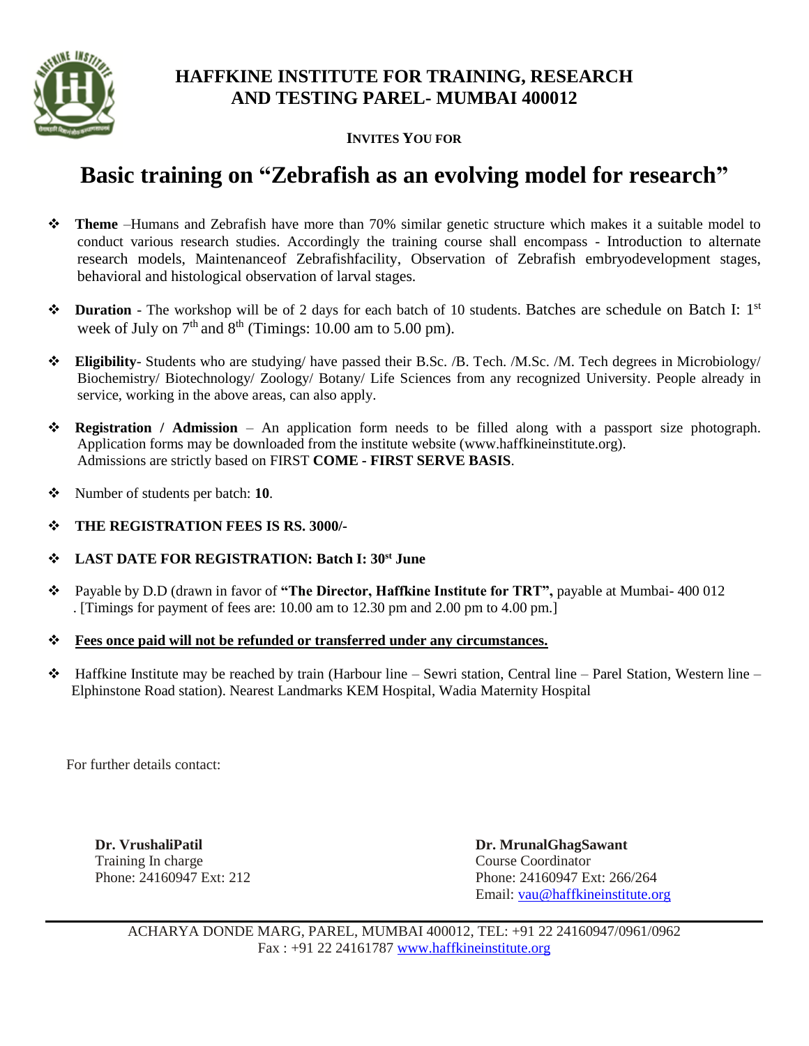# HAFFKINE INSTITUTE FOR TRAINING, RESEARCH AND TESTING PAREL- MUMBAI 400012

**INVITES YOU FOR**

# Basic training on "Zebrafish as an evolving model for research"

- **Theme** –Humans and Zebrafish have more than 70% similar genetic structure which makes it a suitable model to conduct various research studies. Accordingly the training course shall encompass - Introduction to alternate research models, Maintenanceof Zebrafishfacility, Observation of Zebrafish embryodevelopment stages, behavioral and histological observation of larval stages.
- **Duration** - The workshop will be of 2 days for each batch of 10 students. Batches are schedule on Batch I: 1st week of July on 7th and 8th (Timings: 10.00 am to 5.00 pm).
- **Eligibility**- Students who are studying/ have passed their B.Sc. /B. Tech. /M.Sc. /M. Tech degrees in Microbiology/ Biochemistry/ Biotechnology/ Zoology/ Botany/ Life Sciences from any recognized University. People already in service, working in the above areas, can also apply.
- **Registration / Admission** – An application form needs to be filled along with a passport size photograph. Application forms may be downloaded from the institute website (www.haffkineinstitute.org). Admissions are strictly based on FIRST **COME - FIRST SERVE BASIS**.
- Number of students per batch: **10**.
- **THE REGISTRATION FEES IS RS. 3000/-**
- **LAST DATE FOR REGISTRATION: Batch I: 30st June**
- Payable by D.D (drawn in favor of **"The Director, Haffkine Institute for TRT",** payable at Mumbai- 400 012 . [Timings for payment of fees are: 10.00 am to 12.30 pm and 2.00 pm to 4.00 pm.]
- **<u>Fees once paid will not be refunded or transferred under any circumstances.</u>**
- Haffkine Institute may be reached by train (Harbour line – Sewri station, Central line – Parel Station, Western line – Elphinstone Road station). Nearest Landmarks KEM Hospital, Wadia Maternity Hospital

For further details contact:

**Dr. VrushaliPatil**
Training In charge
Phone: 24160947 Ext: 212

**Dr. MrunalGhagSawant**
Course Coordinator
Phone: 24160947 Ext: 266/264
Email: vau@haffkineinstitute.org

ACHARYA DONDE MARG, PAREL, MUMBAI 400012, TEL: +91 22 24160947/0961/0962
Fax : +91 22 24161787 www.haffkineinstitute.org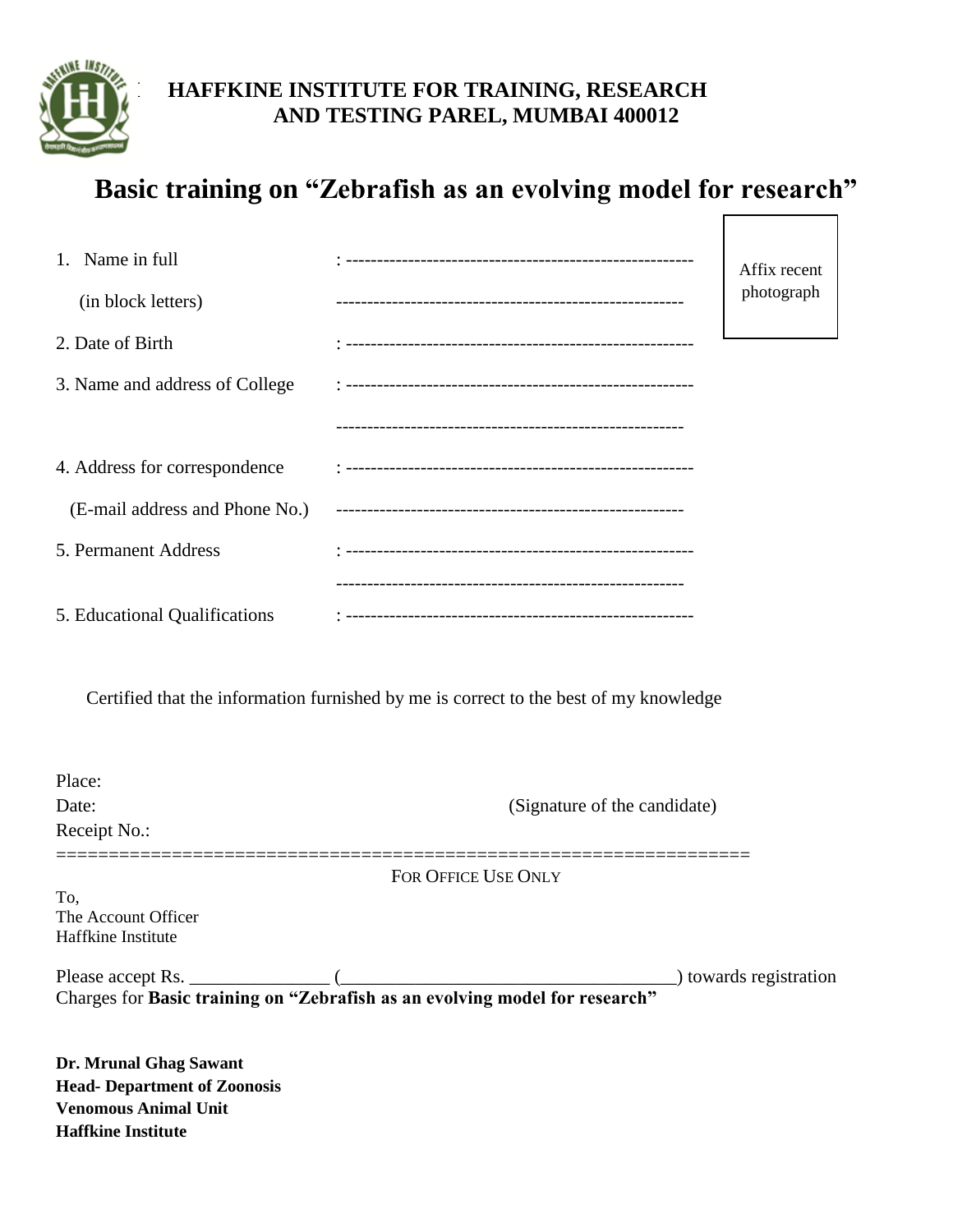**HAFFKINE INSTITUTE FOR TRAINING, RESEARCH AND TESTING PAREL, MUMBAI 400012**

# Basic training on "Zebrafish as an evolving model for research"

Affix recent photograph

1. Name in full : --------------------------------------------------------

   (in block letters) --------------------------------------------------------

2. Date of Birth : --------------------------------------------------------

3. Name and address of College : --------------------------------------------------------

   --------------------------------------------------------

4. Address for correspondence : --------------------------------------------------------

   (E-mail address and Phone No.) --------------------------------------------------------

5. Permanent Address : --------------------------------------------------------

   --------------------------------------------------------

5. Educational Qualifications : --------------------------------------------------------

Certified that the information furnished by me is correct to the best of my knowledge

Place:

Date: (Signature of the candidate)

Receipt No.:

=================================================================

FOR OFFICE USE ONLY

To,
The Account Officer
Haffkine Institute

Please accept Rs. _______________ (_____________________________________) towards registration Charges for **Basic training on "Zebrafish as an evolving model for research"**

**Dr. Mrunal Ghag Sawant**
**Head- Department of Zoonosis**
**Venomous Animal Unit**
**Haffkine Institute**